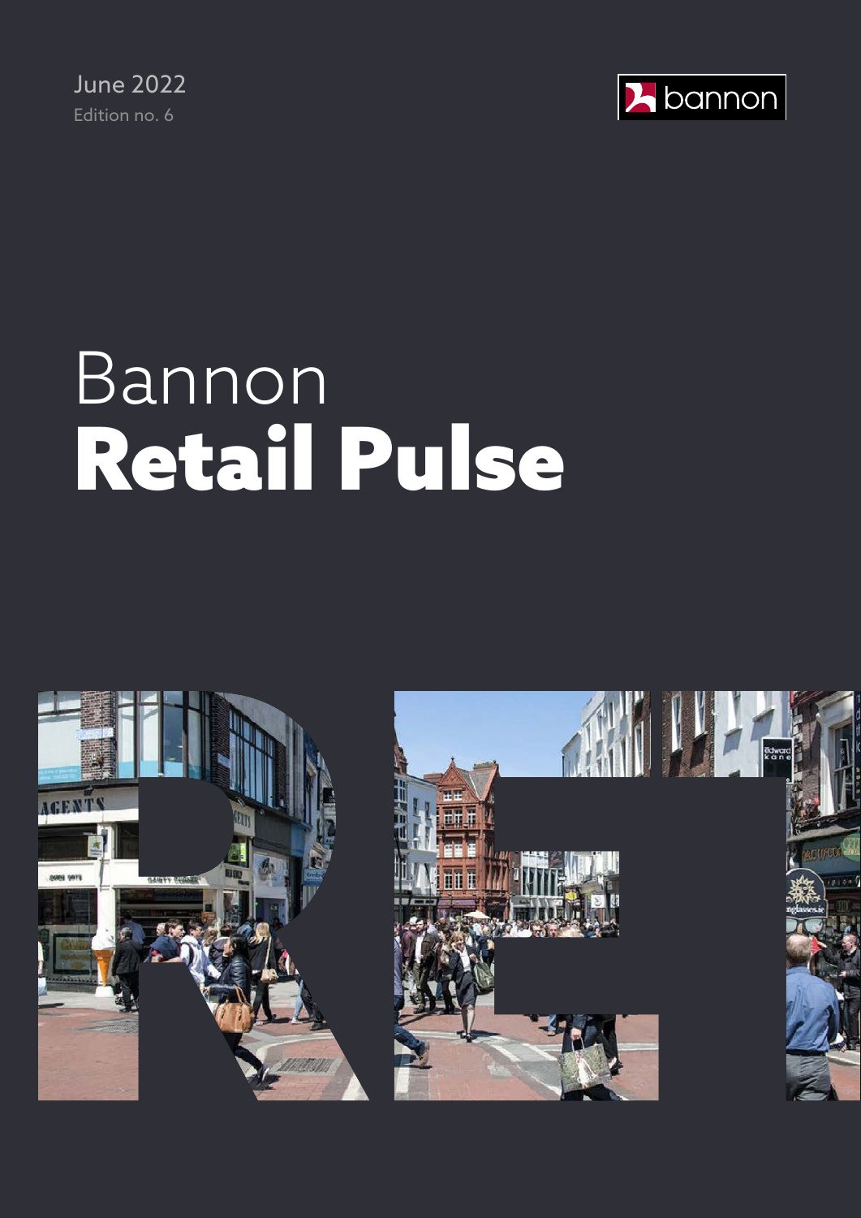June 2022

Edition no. 6

bannon

# Bannon
# Retail Pulse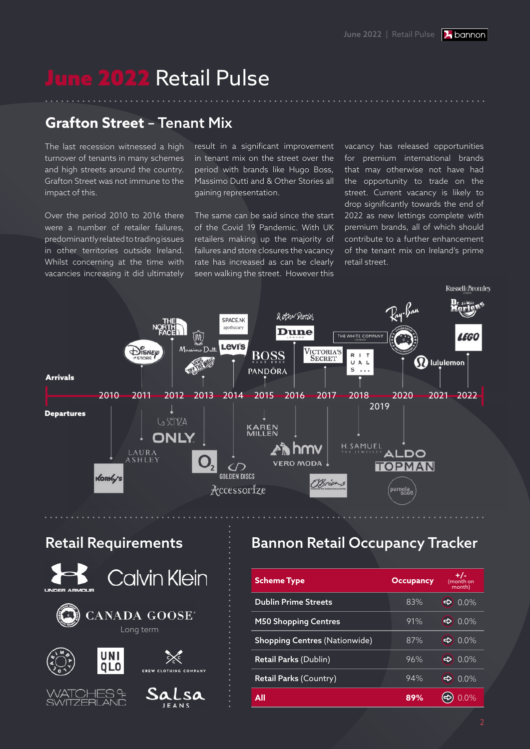# June 2022 Retail Pulse

## Grafton Street – Tenant Mix

The last recession witnessed a high turnover of tenants in many schemes and high streets around the country. Grafton Street was not immune to the impact of this.

Over the period 2010 to 2016 there were a number of retailer failures, predominantly related to trading issues in other territories outside Ireland. Whilst concerning at the time with vacancies increasing it did ultimately result in a significant improvement in tenant mix on the street over the period with brands like Hugo Boss, Massimo Dutti and & Other Stories all gaining representation.

The same can be said since the start of the Covid 19 Pandemic. With UK retailers making up the majority of failures and store closures the vacancy rate has increased as can be clearly seen walking the street. However this vacancy has released opportunities for premium international brands that may otherwise not have had the opportunity to trade on the street. Current vacancy is likely to drop significantly towards the end of 2022 as new lettings complete with premium brands, all of which should contribute to a further enhancement of the tenant mix on Ireland's prime retail street.

Arrivals

Departures

2010 2011 2012 2013 2014 2015 2016 2017 2018 2019 2020 2021 2022

## Retail Requirements

Under Armour

Calvin Klein

Canada Goose
Long term

Lemon

Uniqlo

Crew Clothing Company

Watches of Switzerland

Salsa Jeans

## Bannon Retail Occupancy Tracker

| Scheme Type | Occupancy | +/- (month on month) |
|---|---|---|
| Dublin Prime Streets | 83% | 0.0% |
| M50 Shopping Centres | 91% | 0.0% |
| Shopping Centres (Nationwide) | 87% | 0.0% |
| Retail Parks (Dublin) | 96% | 0.0% |
| Retail Parks (Country) | 94% | 0.0% |
| **All** | **89%** | 0.0% |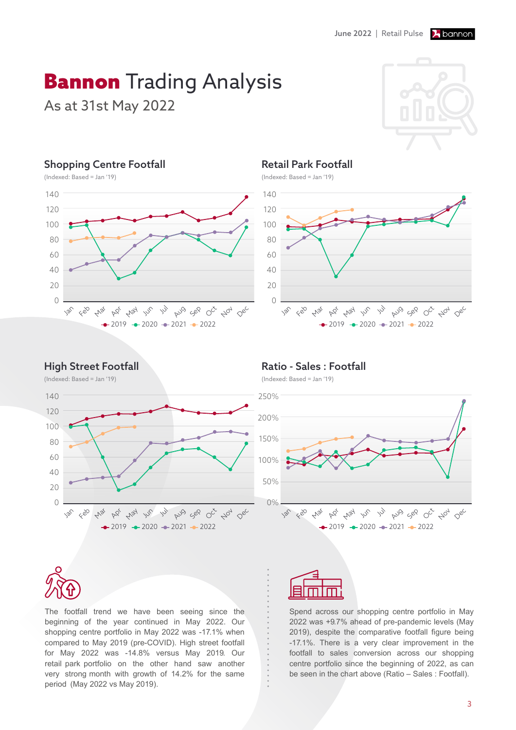# **Bannon** Trading Analysis

As at 31st May 2022

## Shopping Centre Footfall

(Indexed: Based = Jan '19)

140
120
100
80
60
40
20
0

Jan Feb Mar Apr May Jun Jul Aug Sep Oct Nov Dec

2019 2020 2021 2022

## Retail Park Footfall

(Indexed: Based = Jan '19)

140
120
100
80
60
40
20
0

Jan Feb Mar Apr May Jun Jul Aug Sep Oct Nov Dec

2019 2020 2021 2022

## High Street Footfall

(Indexed: Based = Jan '19)

140
120
100
80
60
40
20
0

Jan Feb Mar Apr May Jun Jul Aug Sep Oct Nov Dec

2019 2020 2021 2022

## Ratio - Sales : Footfall

(Indexed: Based = Jan '19)

250%
200%
150%
100%
50%
0%

Jan Feb Mar Apr May Jun Jul Aug Sep Oct Nov Dec

2019 2020 2021 2022

The footfall trend we have been seeing since the beginning of the year continued in May 2022. Our shopping centre portfolio in May 2022 was -17.1% when compared to May 2019 (pre-COVID). High street footfall for May 2022 was -14.8% versus May 2019. Our retail park portfolio on the other hand saw another very strong month with growth of 14.2% for the same period (May 2022 vs May 2019).

Spend across our shopping centre portfolio in May 2022 was +9.7% ahead of pre-pandemic levels (May 2019), despite the comparative footfall figure being -17.1%. There is a very clear improvement in the footfall to sales conversion across our shopping centre portfolio since the beginning of 2022, as can be seen in the chart above (Ratio – Sales : Footfall).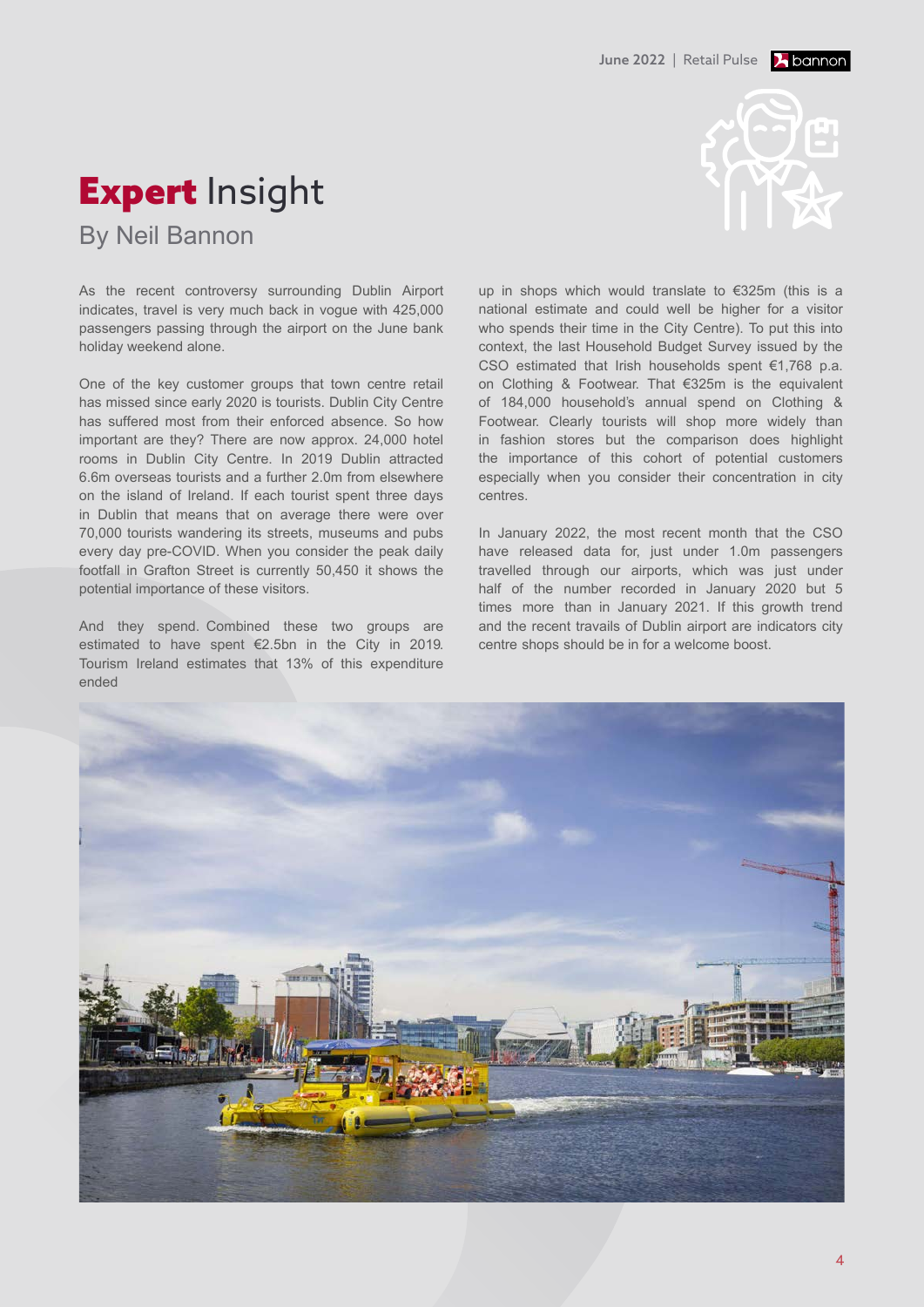# **Expert** Insight

## By Neil Bannon

As the recent controversy surrounding Dublin Airport indicates, travel is very much back in vogue with 425,000 passengers passing through the airport on the June bank holiday weekend alone.

One of the key customer groups that town centre retail has missed since early 2020 is tourists. Dublin City Centre has suffered most from their enforced absence. So how important are they? There are now approx. 24,000 hotel rooms in Dublin City Centre. In 2019 Dublin attracted 6.6m overseas tourists and a further 2.0m from elsewhere on the island of Ireland. If each tourist spent three days in Dublin that means that on average there were over 70,000 tourists wandering its streets, museums and pubs every day pre-COVID. When you consider the peak daily footfall in Grafton Street is currently 50,450 it shows the potential importance of these visitors.

And they spend. Combined these two groups are estimated to have spent €2.5bn in the City in 2019. Tourism Ireland estimates that 13% of this expenditure ended up in shops which would translate to €325m (this is a national estimate and could well be higher for a visitor who spends their time in the City Centre). To put this into context, the last Household Budget Survey issued by the CSO estimated that Irish households spent €1,768 p.a. on Clothing & Footwear. That €325m is the equivalent of 184,000 household's annual spend on Clothing & Footwear. Clearly tourists will shop more widely than in fashion stores but the comparison does highlight the importance of this cohort of potential customers especially when you consider their concentration in city centres.

In January 2022, the most recent month that the CSO have released data for, just under 1.0m passengers travelled through our airports, which was just under half of the number recorded in January 2020 but 5 times more than in January 2021. If this growth trend and the recent travails of Dublin airport are indicators city centre shops should be in for a welcome boost.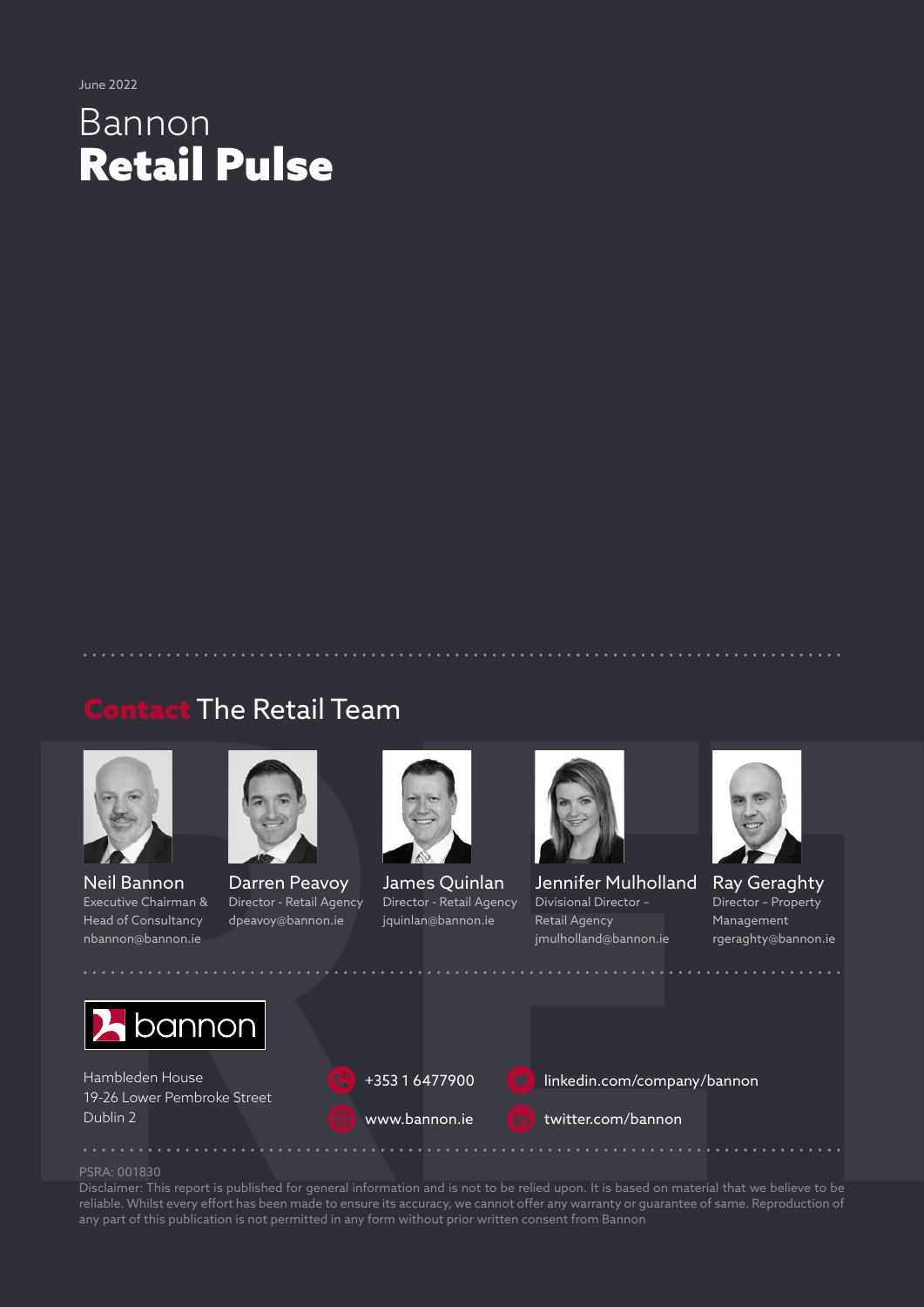June 2022

# Bannon
# **Retail Pulse**

## **Contact** The Retail Team

**Neil Bannon**
Executive Chairman & Head of Consultancy
nbannon@bannon.ie

**Darren Peavoy**
Director - Retail Agency
dpeavoy@bannon.ie

**James Quinlan**
Director - Retail Agency
jquinlan@bannon.ie

**Jennifer Mulholland**
Divisional Director – Retail Agency
jmulholland@bannon.ie

**Ray Geraghty**
Director – Property Management
rgeraghty@bannon.ie

bannon

Hambleden House
19-26 Lower Pembroke Street
Dublin 2

+353 1 6477900
www.bannon.ie
linkedin.com/company/bannon
twitter.com/bannon

PSRA: 001830

Disclaimer: This report is published for general information and is not to be relied upon. It is based on material that we believe to be reliable. Whilst every effort has been made to ensure its accuracy, we cannot offer any warranty or guarantee of same. Reproduction of any part of this publication is not permitted in any form without prior written consent from Bannon